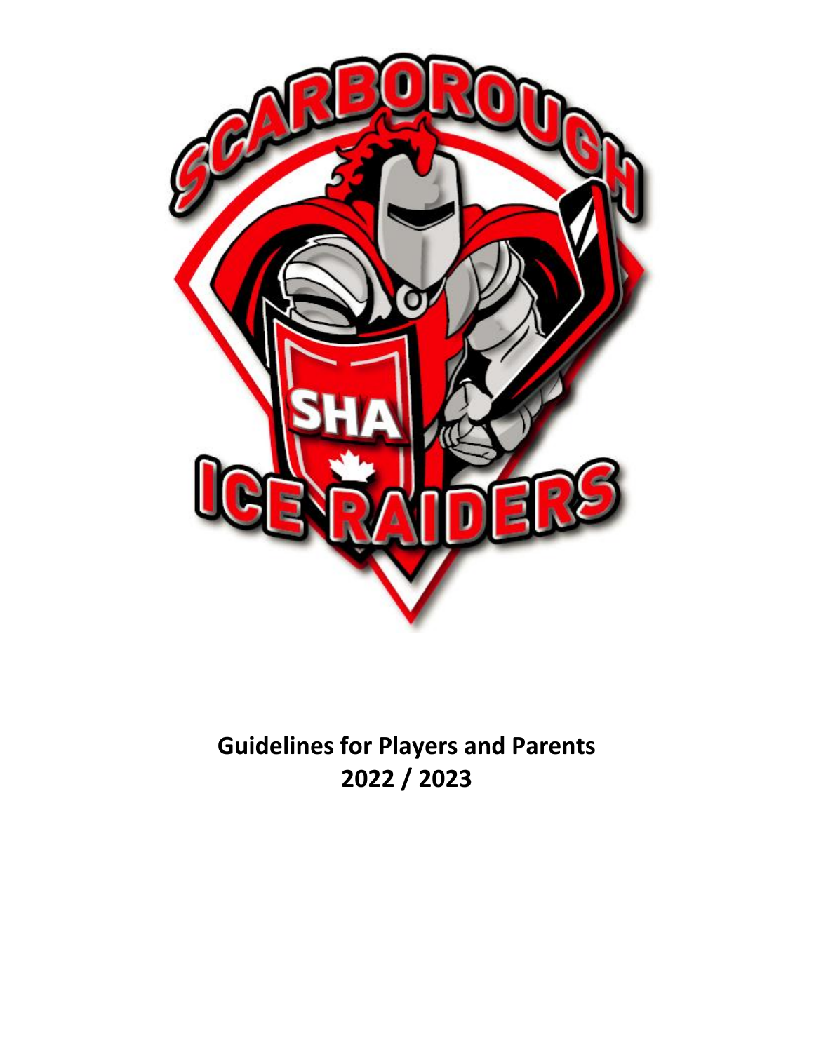**Guidelines for Players and Parents**
**2022 / 2023**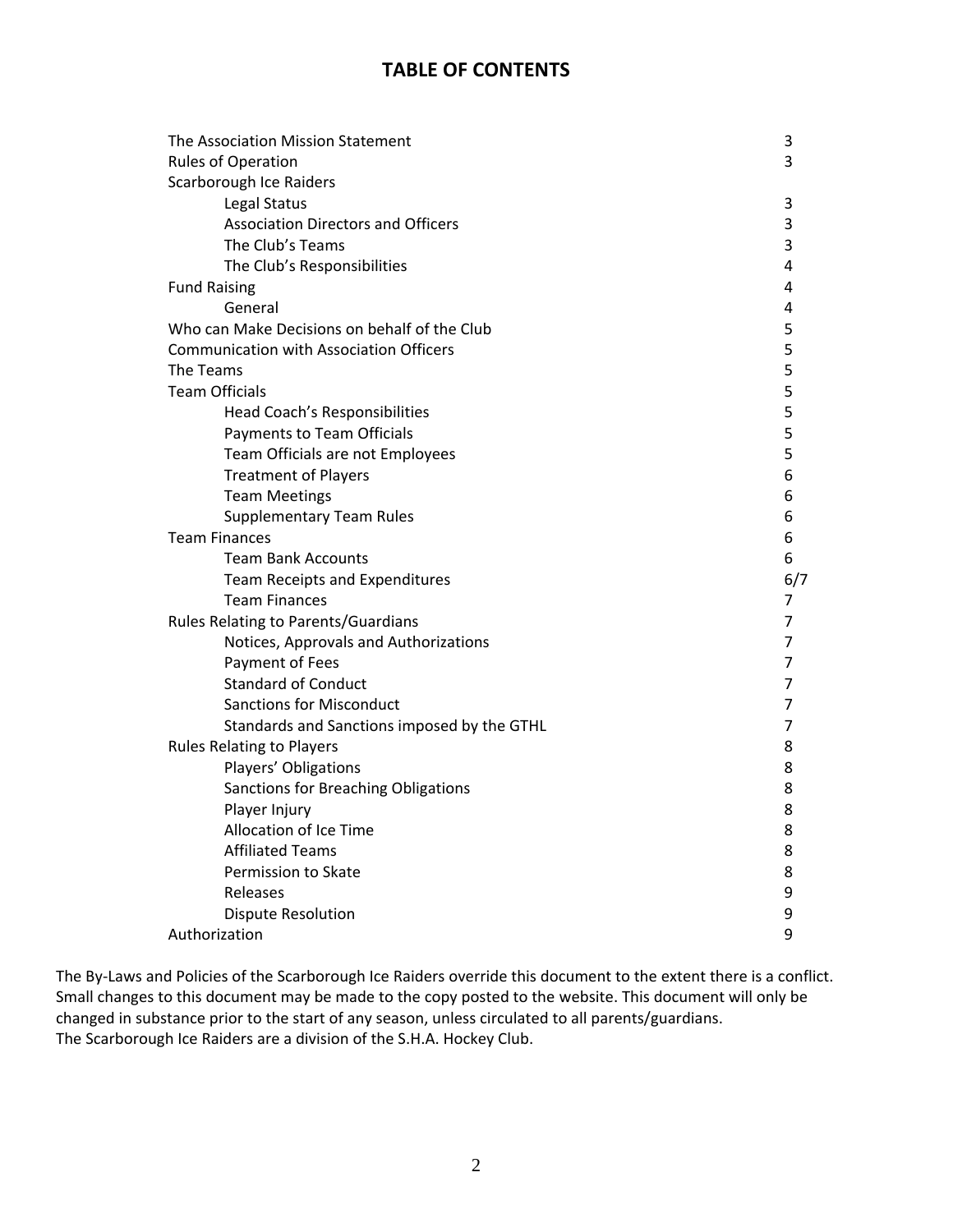# TABLE OF CONTENTS

| | |
|---|---|
| The Association Mission Statement | 3 |
| Rules of Operation | 3 |
| Scarborough Ice Raiders | |
| &nbsp;&nbsp;&nbsp;&nbsp;Legal Status | 3 |
| &nbsp;&nbsp;&nbsp;&nbsp;Association Directors and Officers | 3 |
| &nbsp;&nbsp;&nbsp;&nbsp;The Club's Teams | 3 |
| &nbsp;&nbsp;&nbsp;&nbsp;The Club's Responsibilities | 4 |
| Fund Raising | 4 |
| &nbsp;&nbsp;&nbsp;&nbsp;General | 4 |
| Who can Make Decisions on behalf of the Club | 5 |
| Communication with Association Officers | 5 |
| The Teams | 5 |
| Team Officials | 5 |
| &nbsp;&nbsp;&nbsp;&nbsp;Head Coach's Responsibilities | 5 |
| &nbsp;&nbsp;&nbsp;&nbsp;Payments to Team Officials | 5 |
| &nbsp;&nbsp;&nbsp;&nbsp;Team Officials are not Employees | 5 |
| &nbsp;&nbsp;&nbsp;&nbsp;Treatment of Players | 6 |
| &nbsp;&nbsp;&nbsp;&nbsp;Team Meetings | 6 |
| &nbsp;&nbsp;&nbsp;&nbsp;Supplementary Team Rules | 6 |
| Team Finances | 6 |
| &nbsp;&nbsp;&nbsp;&nbsp;Team Bank Accounts | 6 |
| &nbsp;&nbsp;&nbsp;&nbsp;Team Receipts and Expenditures | 6/7 |
| &nbsp;&nbsp;&nbsp;&nbsp;Team Finances | 7 |
| Rules Relating to Parents/Guardians | 7 |
| &nbsp;&nbsp;&nbsp;&nbsp;Notices, Approvals and Authorizations | 7 |
| &nbsp;&nbsp;&nbsp;&nbsp;Payment of Fees | 7 |
| &nbsp;&nbsp;&nbsp;&nbsp;Standard of Conduct | 7 |
| &nbsp;&nbsp;&nbsp;&nbsp;Sanctions for Misconduct | 7 |
| &nbsp;&nbsp;&nbsp;&nbsp;Standards and Sanctions imposed by the GTHL | 7 |
| Rules Relating to Players | 8 |
| &nbsp;&nbsp;&nbsp;&nbsp;Players' Obligations | 8 |
| &nbsp;&nbsp;&nbsp;&nbsp;Sanctions for Breaching Obligations | 8 |
| &nbsp;&nbsp;&nbsp;&nbsp;Player Injury | 8 |
| &nbsp;&nbsp;&nbsp;&nbsp;Allocation of Ice Time | 8 |
| &nbsp;&nbsp;&nbsp;&nbsp;Affiliated Teams | 8 |
| &nbsp;&nbsp;&nbsp;&nbsp;Permission to Skate | 8 |
| &nbsp;&nbsp;&nbsp;&nbsp;Releases | 9 |
| &nbsp;&nbsp;&nbsp;&nbsp;Dispute Resolution | 9 |
| Authorization | 9 |

The By-Laws and Policies of the Scarborough Ice Raiders override this document to the extent there is a conflict. Small changes to this document may be made to the copy posted to the website. This document will only be changed in substance prior to the start of any season, unless circulated to all parents/guardians.
The Scarborough Ice Raiders are a division of the S.H.A. Hockey Club.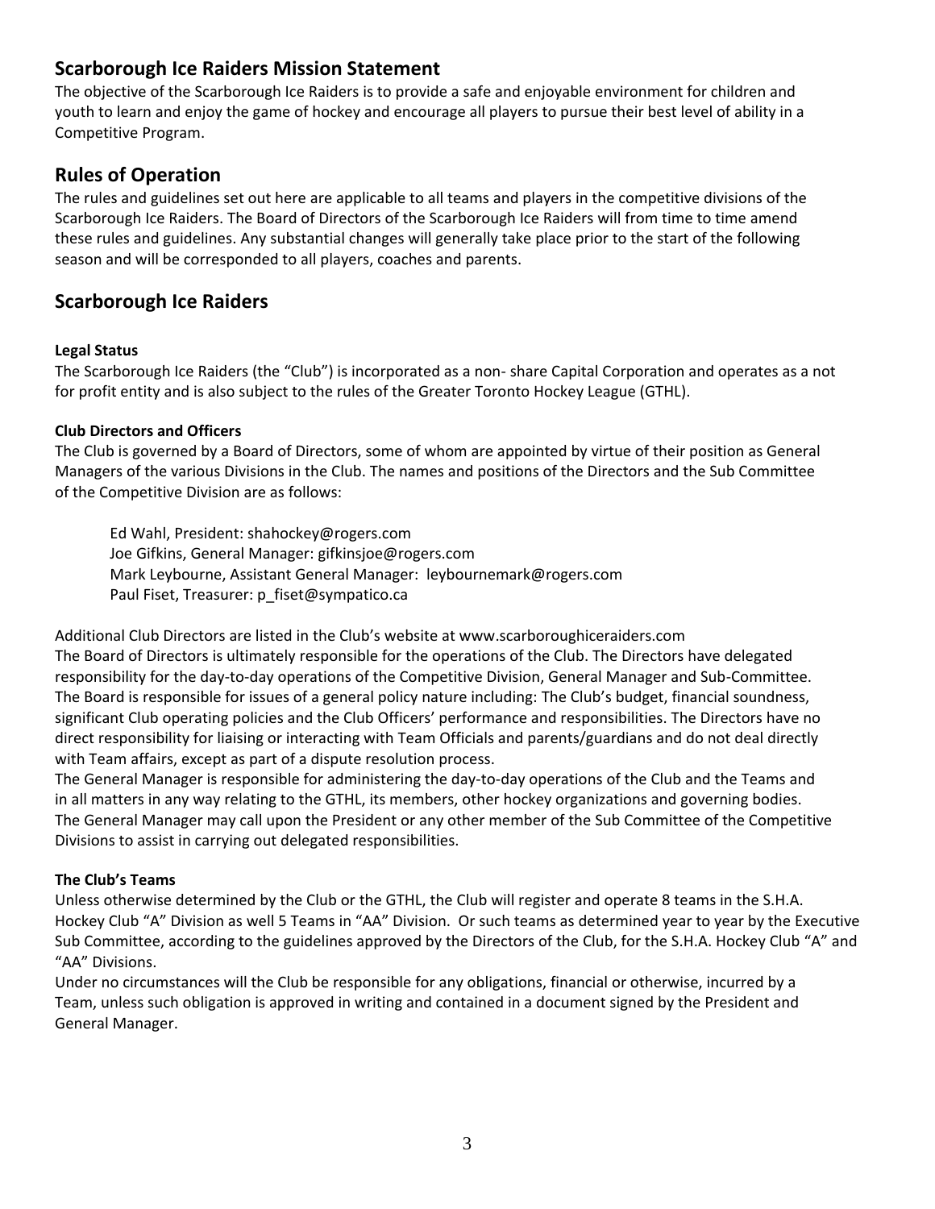## Scarborough Ice Raiders Mission Statement

The objective of the Scarborough Ice Raiders is to provide a safe and enjoyable environment for children and youth to learn and enjoy the game of hockey and encourage all players to pursue their best level of ability in a Competitive Program.

## Rules of Operation

The rules and guidelines set out here are applicable to all teams and players in the competitive divisions of the Scarborough Ice Raiders. The Board of Directors of the Scarborough Ice Raiders will from time to time amend these rules and guidelines. Any substantial changes will generally take place prior to the start of the following season and will be corresponded to all players, coaches and parents.

## Scarborough Ice Raiders

**Legal Status**

The Scarborough Ice Raiders (the "Club") is incorporated as a non- share Capital Corporation and operates as a not for profit entity and is also subject to the rules of the Greater Toronto Hockey League (GTHL).

**Club Directors and Officers**

The Club is governed by a Board of Directors, some of whom are appointed by virtue of their position as General Managers of the various Divisions in the Club. The names and positions of the Directors and the Sub Committee of the Competitive Division are as follows:

Ed Wahl, President: shahockey@rogers.com
Joe Gifkins, General Manager: gifkinsjoe@rogers.com
Mark Leybourne, Assistant General Manager: leybournemark@rogers.com
Paul Fiset, Treasurer: p_fiset@sympatico.ca

Additional Club Directors are listed in the Club's website at www.scarboroughiceraiders.com
The Board of Directors is ultimately responsible for the operations of the Club. The Directors have delegated responsibility for the day-to-day operations of the Competitive Division, General Manager and Sub-Committee. The Board is responsible for issues of a general policy nature including: The Club's budget, financial soundness, significant Club operating policies and the Club Officers' performance and responsibilities. The Directors have no direct responsibility for liaising or interacting with Team Officials and parents/guardians and do not deal directly with Team affairs, except as part of a dispute resolution process.
The General Manager is responsible for administering the day-to-day operations of the Club and the Teams and in all matters in any way relating to the GTHL, its members, other hockey organizations and governing bodies. The General Manager may call upon the President or any other member of the Sub Committee of the Competitive Divisions to assist in carrying out delegated responsibilities.

**The Club's Teams**

Unless otherwise determined by the Club or the GTHL, the Club will register and operate 8 teams in the S.H.A. Hockey Club "A" Division as well 5 Teams in "AA" Division. Or such teams as determined year to year by the Executive Sub Committee, according to the guidelines approved by the Directors of the Club, for the S.H.A. Hockey Club "A" and "AA" Divisions.
Under no circumstances will the Club be responsible for any obligations, financial or otherwise, incurred by a Team, unless such obligation is approved in writing and contained in a document signed by the President and General Manager.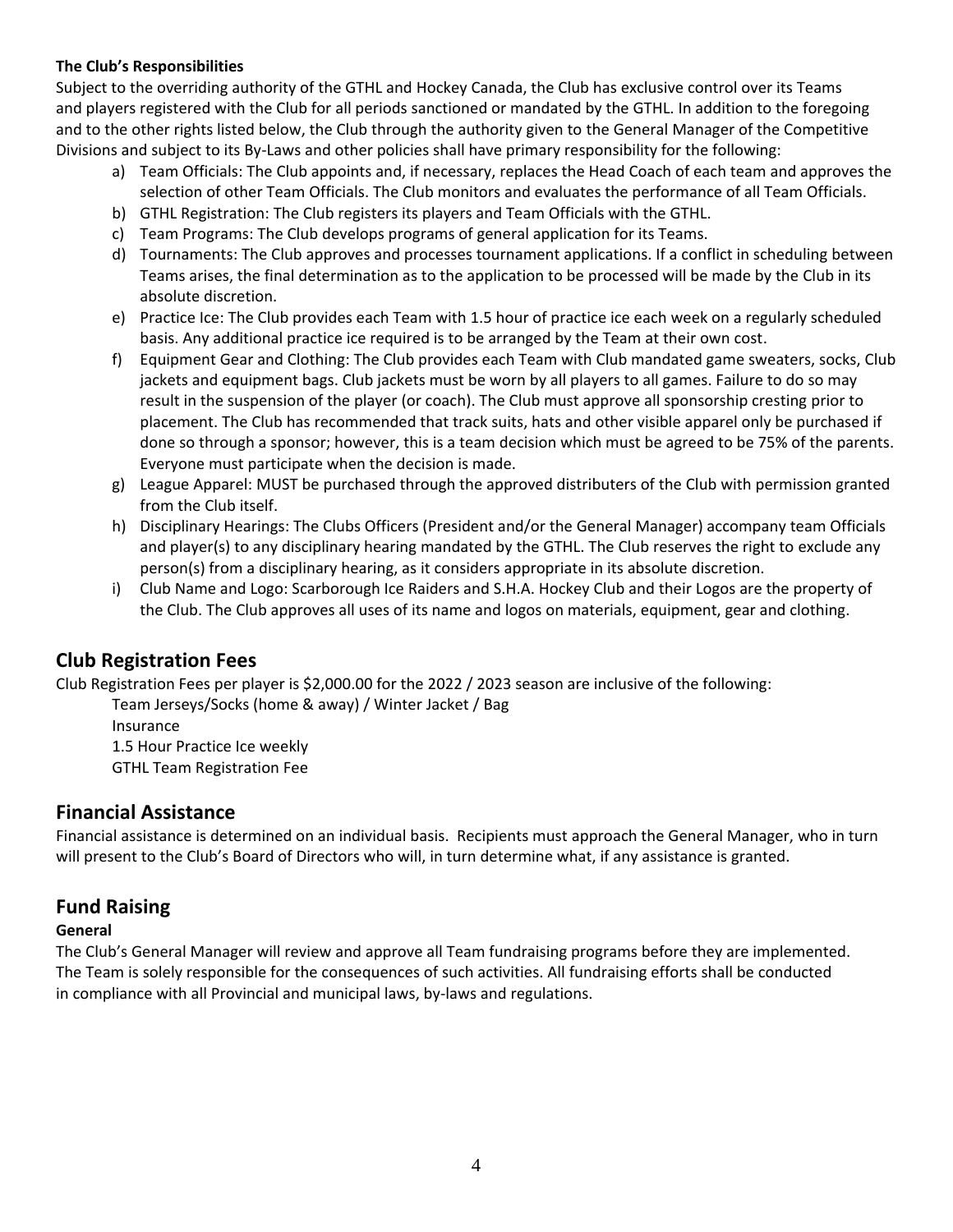**The Club's Responsibilities**

Subject to the overriding authority of the GTHL and Hockey Canada, the Club has exclusive control over its Teams and players registered with the Club for all periods sanctioned or mandated by the GTHL. In addition to the foregoing and to the other rights listed below, the Club through the authority given to the General Manager of the Competitive Divisions and subject to its By-Laws and other policies shall have primary responsibility for the following:

a) Team Officials: The Club appoints and, if necessary, replaces the Head Coach of each team and approves the selection of other Team Officials. The Club monitors and evaluates the performance of all Team Officials.
b) GTHL Registration: The Club registers its players and Team Officials with the GTHL.
c) Team Programs: The Club develops programs of general application for its Teams.
d) Tournaments: The Club approves and processes tournament applications. If a conflict in scheduling between Teams arises, the final determination as to the application to be processed will be made by the Club in its absolute discretion.
e) Practice Ice: The Club provides each Team with 1.5 hour of practice ice each week on a regularly scheduled basis. Any additional practice ice required is to be arranged by the Team at their own cost.
f) Equipment Gear and Clothing: The Club provides each Team with Club mandated game sweaters, socks, Club jackets and equipment bags. Club jackets must be worn by all players to all games. Failure to do so may result in the suspension of the player (or coach). The Club must approve all sponsorship cresting prior to placement. The Club has recommended that track suits, hats and other visible apparel only be purchased if done so through a sponsor; however, this is a team decision which must be agreed to be 75% of the parents. Everyone must participate when the decision is made.
g) League Apparel: MUST be purchased through the approved distributers of the Club with permission granted from the Club itself.
h) Disciplinary Hearings: The Clubs Officers (President and/or the General Manager) accompany team Officials and player(s) to any disciplinary hearing mandated by the GTHL. The Club reserves the right to exclude any person(s) from a disciplinary hearing, as it considers appropriate in its absolute discretion.
i) Club Name and Logo: Scarborough Ice Raiders and S.H.A. Hockey Club and their Logos are the property of the Club. The Club approves all uses of its name and logos on materials, equipment, gear and clothing.

## Club Registration Fees

Club Registration Fees per player is $2,000.00 for the 2022 / 2023 season are inclusive of the following:

Team Jerseys/Socks (home & away) / Winter Jacket / Bag
Insurance
1.5 Hour Practice Ice weekly
GTHL Team Registration Fee

## Financial Assistance

Financial assistance is determined on an individual basis. Recipients must approach the General Manager, who in turn will present to the Club's Board of Directors who will, in turn determine what, if any assistance is granted.

## Fund Raising

**General**

The Club's General Manager will review and approve all Team fundraising programs before they are implemented. The Team is solely responsible for the consequences of such activities. All fundraising efforts shall be conducted in compliance with all Provincial and municipal laws, by-laws and regulations.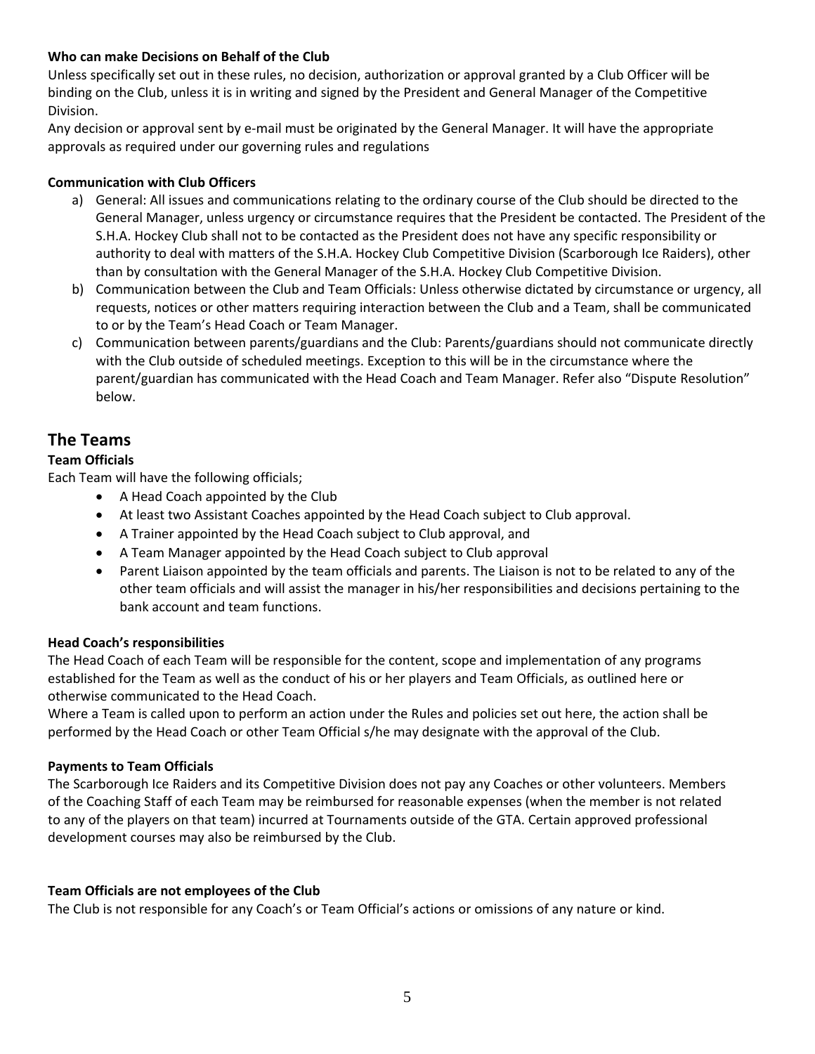**Who can make Decisions on Behalf of the Club**

Unless specifically set out in these rules, no decision, authorization or approval granted by a Club Officer will be binding on the Club, unless it is in writing and signed by the President and General Manager of the Competitive Division.

Any decision or approval sent by e-mail must be originated by the General Manager. It will have the appropriate approvals as required under our governing rules and regulations

**Communication with Club Officers**

a) General: All issues and communications relating to the ordinary course of the Club should be directed to the General Manager, unless urgency or circumstance requires that the President be contacted. The President of the S.H.A. Hockey Club shall not to be contacted as the President does not have any specific responsibility or authority to deal with matters of the S.H.A. Hockey Club Competitive Division (Scarborough Ice Raiders), other than by consultation with the General Manager of the S.H.A. Hockey Club Competitive Division.
b) Communication between the Club and Team Officials: Unless otherwise dictated by circumstance or urgency, all requests, notices or other matters requiring interaction between the Club and a Team, shall be communicated to or by the Team's Head Coach or Team Manager.
c) Communication between parents/guardians and the Club: Parents/guardians should not communicate directly with the Club outside of scheduled meetings. Exception to this will be in the circumstance where the parent/guardian has communicated with the Head Coach and Team Manager. Refer also "Dispute Resolution" below.

## The Teams

**Team Officials**

Each Team will have the following officials;

- A Head Coach appointed by the Club
- At least two Assistant Coaches appointed by the Head Coach subject to Club approval.
- A Trainer appointed by the Head Coach subject to Club approval, and
- A Team Manager appointed by the Head Coach subject to Club approval
- Parent Liaison appointed by the team officials and parents. The Liaison is not to be related to any of the other team officials and will assist the manager in his/her responsibilities and decisions pertaining to the bank account and team functions.

**Head Coach's responsibilities**

The Head Coach of each Team will be responsible for the content, scope and implementation of any programs established for the Team as well as the conduct of his or her players and Team Officials, as outlined here or otherwise communicated to the Head Coach.

Where a Team is called upon to perform an action under the Rules and policies set out here, the action shall be performed by the Head Coach or other Team Official s/he may designate with the approval of the Club.

**Payments to Team Officials**

The Scarborough Ice Raiders and its Competitive Division does not pay any Coaches or other volunteers. Members of the Coaching Staff of each Team may be reimbursed for reasonable expenses (when the member is not related to any of the players on that team) incurred at Tournaments outside of the GTA. Certain approved professional development courses may also be reimbursed by the Club.

**Team Officials are not employees of the Club**

The Club is not responsible for any Coach's or Team Official's actions or omissions of any nature or kind.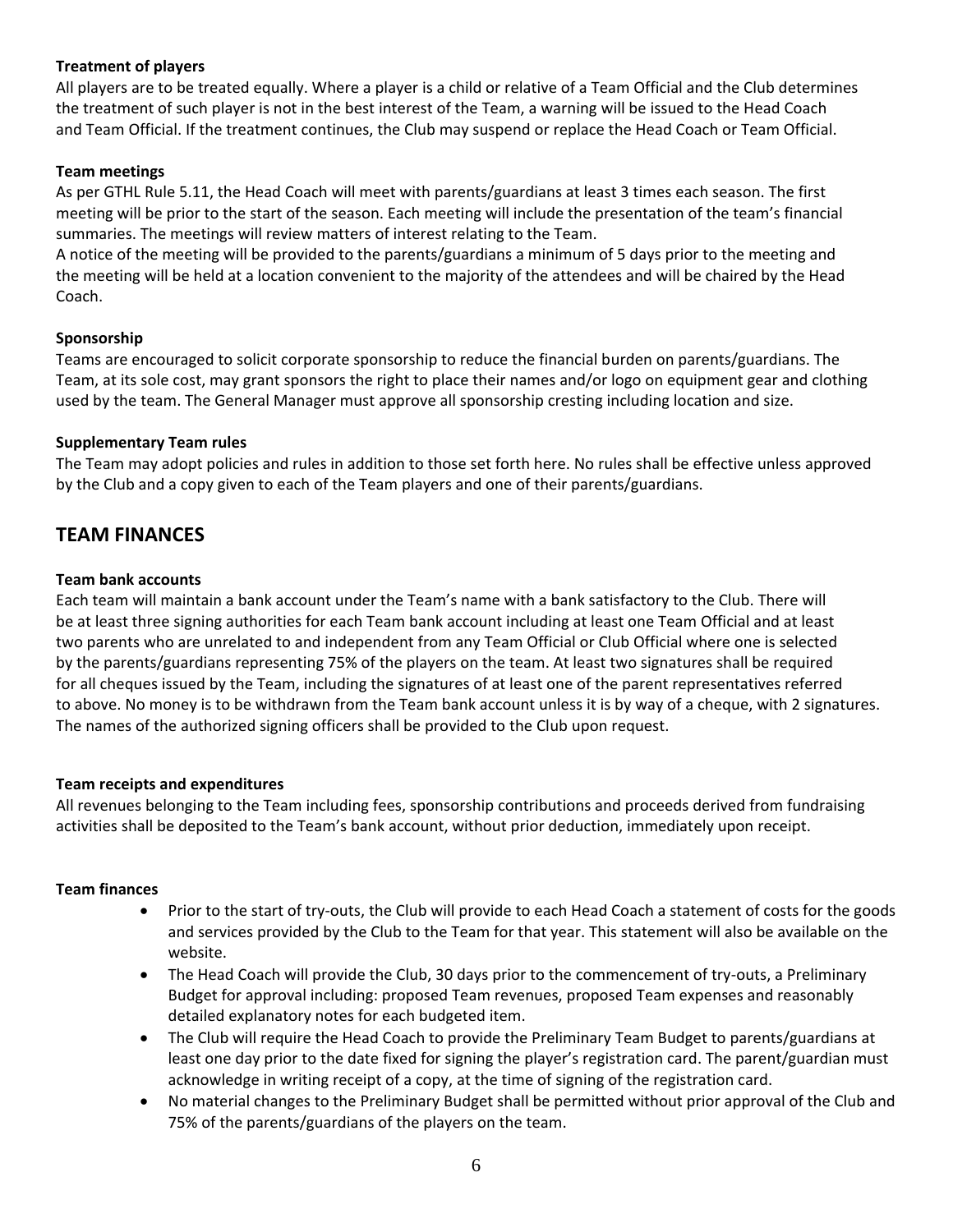**Treatment of players**

All players are to be treated equally. Where a player is a child or relative of a Team Official and the Club determines the treatment of such player is not in the best interest of the Team, a warning will be issued to the Head Coach and Team Official. If the treatment continues, the Club may suspend or replace the Head Coach or Team Official.

**Team meetings**

As per GTHL Rule 5.11, the Head Coach will meet with parents/guardians at least 3 times each season. The first meeting will be prior to the start of the season. Each meeting will include the presentation of the team's financial summaries. The meetings will review matters of interest relating to the Team.

A notice of the meeting will be provided to the parents/guardians a minimum of 5 days prior to the meeting and the meeting will be held at a location convenient to the majority of the attendees and will be chaired by the Head Coach.

**Sponsorship**

Teams are encouraged to solicit corporate sponsorship to reduce the financial burden on parents/guardians. The Team, at its sole cost, may grant sponsors the right to place their names and/or logo on equipment gear and clothing used by the team. The General Manager must approve all sponsorship cresting including location and size.

**Supplementary Team rules**

The Team may adopt policies and rules in addition to those set forth here. No rules shall be effective unless approved by the Club and a copy given to each of the Team players and one of their parents/guardians.

## TEAM FINANCES

**Team bank accounts**

Each team will maintain a bank account under the Team's name with a bank satisfactory to the Club. There will be at least three signing authorities for each Team bank account including at least one Team Official and at least two parents who are unrelated to and independent from any Team Official or Club Official where one is selected by the parents/guardians representing 75% of the players on the team. At least two signatures shall be required for all cheques issued by the Team, including the signatures of at least one of the parent representatives referred to above. No money is to be withdrawn from the Team bank account unless it is by way of a cheque, with 2 signatures. The names of the authorized signing officers shall be provided to the Club upon request.

**Team receipts and expenditures**

All revenues belonging to the Team including fees, sponsorship contributions and proceeds derived from fundraising activities shall be deposited to the Team's bank account, without prior deduction, immediately upon receipt.

**Team finances**

- Prior to the start of try-outs, the Club will provide to each Head Coach a statement of costs for the goods and services provided by the Club to the Team for that year. This statement will also be available on the website.
- The Head Coach will provide the Club, 30 days prior to the commencement of try-outs, a Preliminary Budget for approval including: proposed Team revenues, proposed Team expenses and reasonably detailed explanatory notes for each budgeted item.
- The Club will require the Head Coach to provide the Preliminary Team Budget to parents/guardians at least one day prior to the date fixed for signing the player's registration card. The parent/guardian must acknowledge in writing receipt of a copy, at the time of signing of the registration card.
- No material changes to the Preliminary Budget shall be permitted without prior approval of the Club and 75% of the parents/guardians of the players on the team.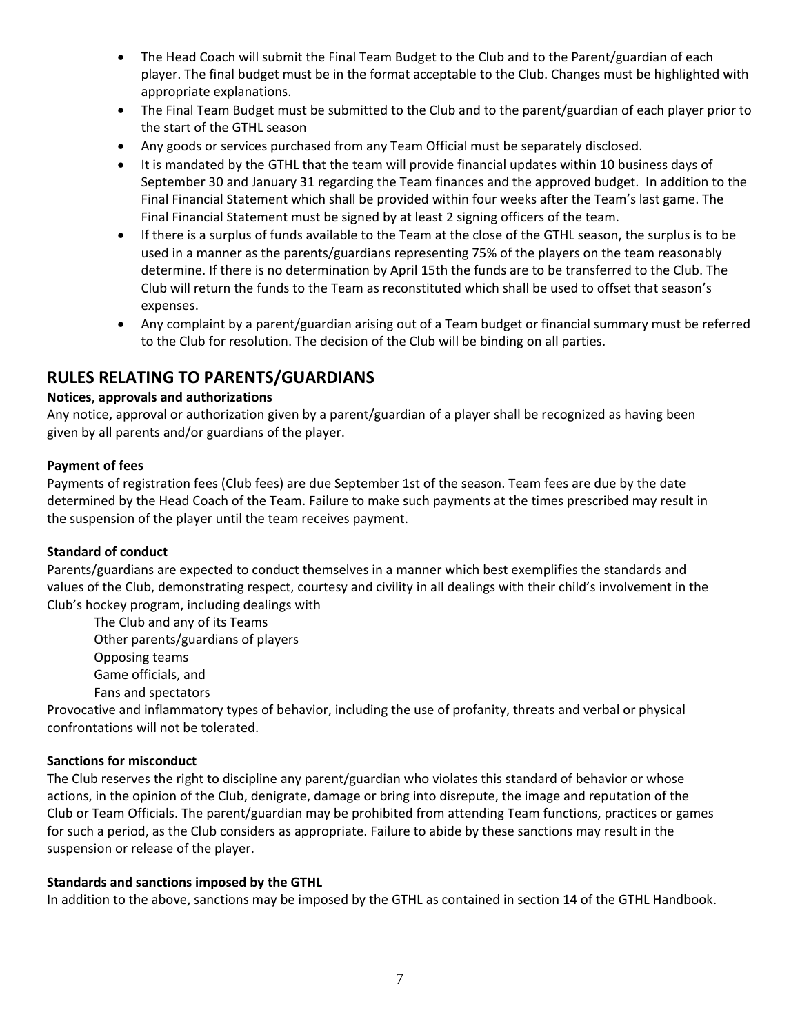- The Head Coach will submit the Final Team Budget to the Club and to the Parent/guardian of each player. The final budget must be in the format acceptable to the Club. Changes must be highlighted with appropriate explanations.
- The Final Team Budget must be submitted to the Club and to the parent/guardian of each player prior to the start of the GTHL season
- Any goods or services purchased from any Team Official must be separately disclosed.
- It is mandated by the GTHL that the team will provide financial updates within 10 business days of September 30 and January 31 regarding the Team finances and the approved budget. In addition to the Final Financial Statement which shall be provided within four weeks after the Team's last game. The Final Financial Statement must be signed by at least 2 signing officers of the team.
- If there is a surplus of funds available to the Team at the close of the GTHL season, the surplus is to be used in a manner as the parents/guardians representing 75% of the players on the team reasonably determine. If there is no determination by April 15th the funds are to be transferred to the Club. The Club will return the funds to the Team as reconstituted which shall be used to offset that season's expenses.
- Any complaint by a parent/guardian arising out of a Team budget or financial summary must be referred to the Club for resolution. The decision of the Club will be binding on all parties.

## RULES RELATING TO PARENTS/GUARDIANS

**Notices, approvals and authorizations**

Any notice, approval or authorization given by a parent/guardian of a player shall be recognized as having been given by all parents and/or guardians of the player.

**Payment of fees**

Payments of registration fees (Club fees) are due September 1st of the season. Team fees are due by the date determined by the Head Coach of the Team. Failure to make such payments at the times prescribed may result in the suspension of the player until the team receives payment.

**Standard of conduct**

Parents/guardians are expected to conduct themselves in a manner which best exemplifies the standards and values of the Club, demonstrating respect, courtesy and civility in all dealings with their child's involvement in the Club's hockey program, including dealings with

The Club and any of its Teams
Other parents/guardians of players
Opposing teams
Game officials, and
Fans and spectators

Provocative and inflammatory types of behavior, including the use of profanity, threats and verbal or physical confrontations will not be tolerated.

**Sanctions for misconduct**

The Club reserves the right to discipline any parent/guardian who violates this standard of behavior or whose actions, in the opinion of the Club, denigrate, damage or bring into disrepute, the image and reputation of the Club or Team Officials. The parent/guardian may be prohibited from attending Team functions, practices or games for such a period, as the Club considers as appropriate. Failure to abide by these sanctions may result in the suspension or release of the player.

**Standards and sanctions imposed by the GTHL**

In addition to the above, sanctions may be imposed by the GTHL as contained in section 14 of the GTHL Handbook.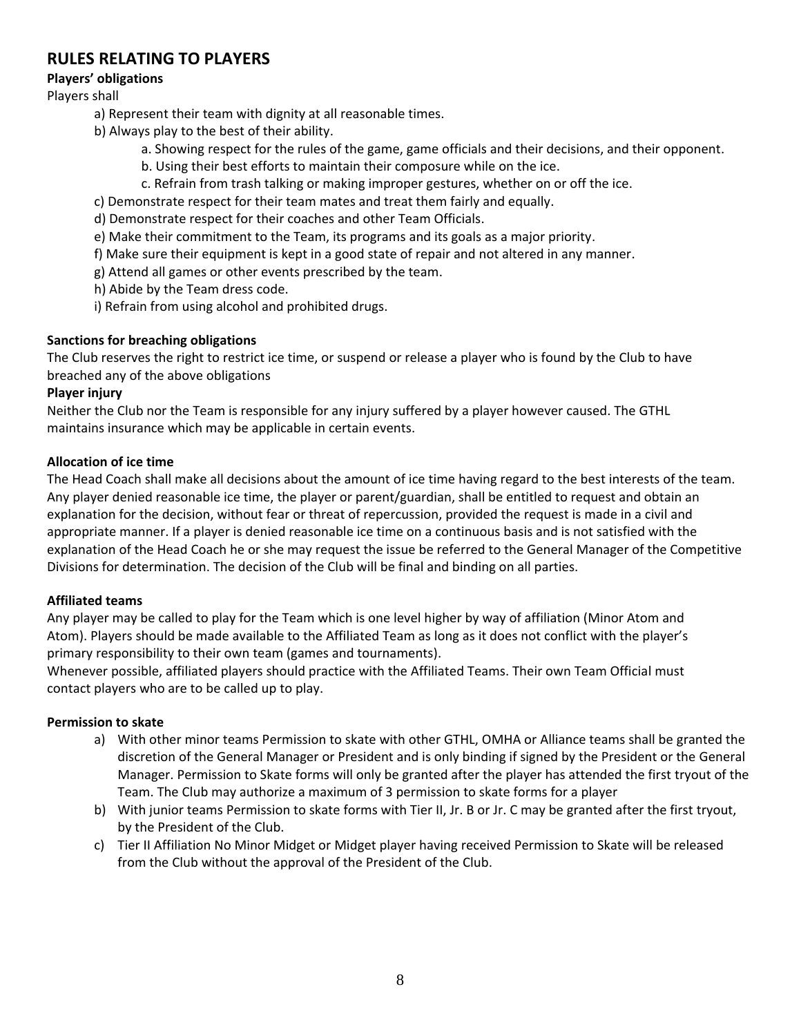## RULES RELATING TO PLAYERS

**Players' obligations**

Players shall

a) Represent their team with dignity at all reasonable times.

b) Always play to the best of their ability.

    a. Showing respect for the rules of the game, game officials and their decisions, and their opponent.

    b. Using their best efforts to maintain their composure while on the ice.

    c. Refrain from trash talking or making improper gestures, whether on or off the ice.

c) Demonstrate respect for their team mates and treat them fairly and equally.

d) Demonstrate respect for their coaches and other Team Officials.

e) Make their commitment to the Team, its programs and its goals as a major priority.

f) Make sure their equipment is kept in a good state of repair and not altered in any manner.

g) Attend all games or other events prescribed by the team.

h) Abide by the Team dress code.

i) Refrain from using alcohol and prohibited drugs.

**Sanctions for breaching obligations**

The Club reserves the right to restrict ice time, or suspend or release a player who is found by the Club to have breached any of the above obligations

**Player injury**

Neither the Club nor the Team is responsible for any injury suffered by a player however caused. The GTHL maintains insurance which may be applicable in certain events.

**Allocation of ice time**

The Head Coach shall make all decisions about the amount of ice time having regard to the best interests of the team. Any player denied reasonable ice time, the player or parent/guardian, shall be entitled to request and obtain an explanation for the decision, without fear or threat of repercussion, provided the request is made in a civil and appropriate manner. If a player is denied reasonable ice time on a continuous basis and is not satisfied with the explanation of the Head Coach he or she may request the issue be referred to the General Manager of the Competitive Divisions for determination. The decision of the Club will be final and binding on all parties.

**Affiliated teams**

Any player may be called to play for the Team which is one level higher by way of affiliation (Minor Atom and Atom). Players should be made available to the Affiliated Team as long as it does not conflict with the player's primary responsibility to their own team (games and tournaments).

Whenever possible, affiliated players should practice with the Affiliated Teams. Their own Team Official must contact players who are to be called up to play.

**Permission to skate**

a) With other minor teams Permission to skate with other GTHL, OMHA or Alliance teams shall be granted the discretion of the General Manager or President and is only binding if signed by the President or the General Manager. Permission to Skate forms will only be granted after the player has attended the first tryout of the Team. The Club may authorize a maximum of 3 permission to skate forms for a player

b) With junior teams Permission to skate forms with Tier II, Jr. B or Jr. C may be granted after the first tryout, by the President of the Club.

c) Tier II Affiliation No Minor Midget or Midget player having received Permission to Skate will be released from the Club without the approval of the President of the Club.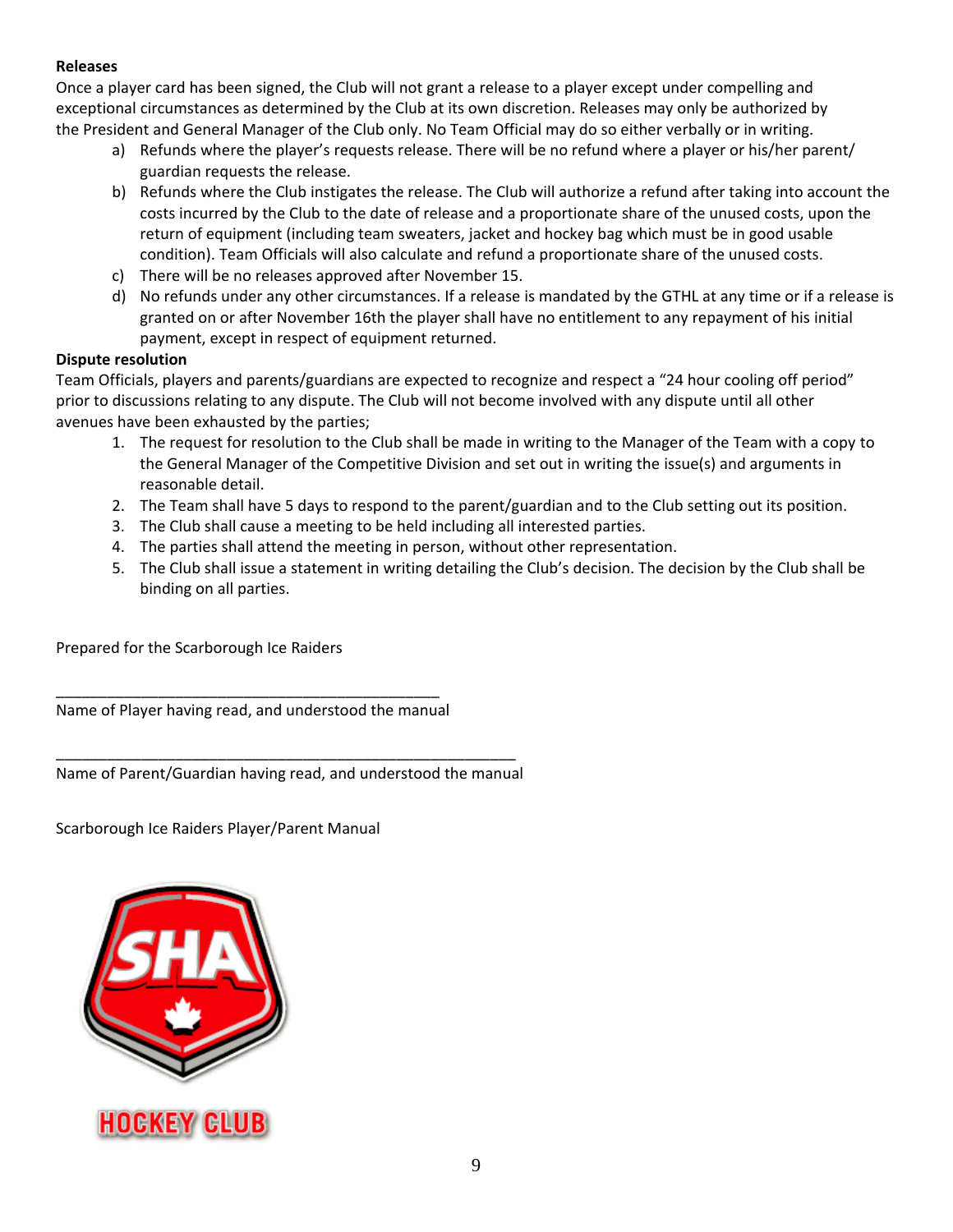**Releases**

Once a player card has been signed, the Club will not grant a release to a player except under compelling and exceptional circumstances as determined by the Club at its own discretion. Releases may only be authorized by the President and General Manager of the Club only. No Team Official may do so either verbally or in writing.

a) Refunds where the player's requests release. There will be no refund where a player or his/her parent/guardian requests the release.
b) Refunds where the Club instigates the release. The Club will authorize a refund after taking into account the costs incurred by the Club to the date of release and a proportionate share of the unused costs, upon the return of equipment (including team sweaters, jacket and hockey bag which must be in good usable condition). Team Officials will also calculate and refund a proportionate share of the unused costs.
c) There will be no releases approved after November 15.
d) No refunds under any other circumstances. If a release is mandated by the GTHL at any time or if a release is granted on or after November 16th the player shall have no entitlement to any repayment of his initial payment, except in respect of equipment returned.

**Dispute resolution**

Team Officials, players and parents/guardians are expected to recognize and respect a "24 hour cooling off period" prior to discussions relating to any dispute. The Club will not become involved with any dispute until all other avenues have been exhausted by the parties;

1. The request for resolution to the Club shall be made in writing to the Manager of the Team with a copy to the General Manager of the Competitive Division and set out in writing the issue(s) and arguments in reasonable detail.
2. The Team shall have 5 days to respond to the parent/guardian and to the Club setting out its position.
3. The Club shall cause a meeting to be held including all interested parties.
4. The parties shall attend the meeting in person, without other representation.
5. The Club shall issue a statement in writing detailing the Club's decision. The decision by the Club shall be binding on all parties.

Prepared for the Scarborough Ice Raiders

\_\_\_\_\_\_\_\_\_\_\_\_\_\_\_\_\_\_\_\_\_\_\_\_\_\_\_\_\_\_\_\_\_\_\_\_\_\_\_\_\_\_\_\_\_\_
Name of Player having read, and understood the manual

\_\_\_\_\_\_\_\_\_\_\_\_\_\_\_\_\_\_\_\_\_\_\_\_\_\_\_\_\_\_\_\_\_\_\_\_\_\_\_\_\_\_\_\_\_\_\_\_\_\_\_\_\_\_\_\_
Name of Parent/Guardian having read, and understood the manual

Scarborough Ice Raiders Player/Parent Manual

SHA

HOCKEY CLUB